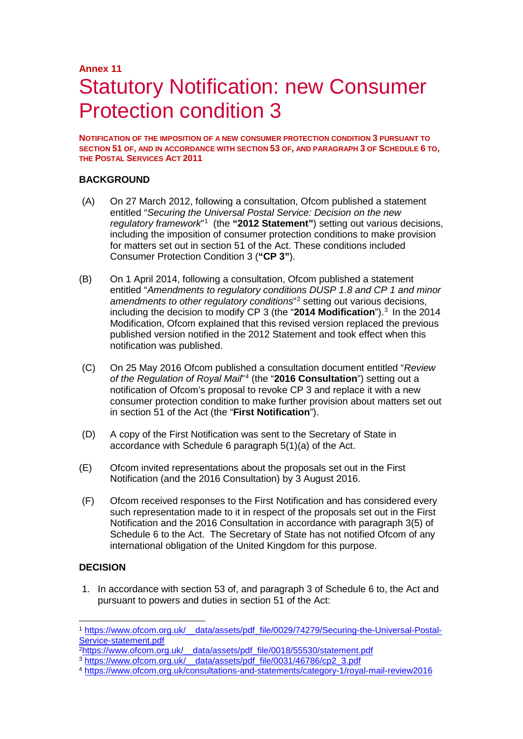**Annex 11**

# Statutory Notification: new Consumer Protection condition 3

**NOTIFICATION OF THE IMPOSITION OF A NEW CONSUMER PROTECTION CONDITION 3 PURSUANT TO SECTION 51 OF, AND IN ACCORDANCE WITH SECTION 53 OF, AND PARAGRAPH 3 OF SCHEDULE 6 TO, THE POSTAL SERVICES ACT 2011**

## BACKGROUND

(A) On 27 March 2012, following a consultation, Ofcom published a statement entitled "*Securing the Universal Postal Service: Decision on the new regulatory framework*"[1] (the **"2012 Statement"**) setting out various decisions, including the imposition of consumer protection conditions to make provision for matters set out in section 51 of the Act. These conditions included Consumer Protection Condition 3 (**"CP 3"**).

(B) On 1 April 2014, following a consultation, Ofcom published a statement entitled "*Amendments to regulatory conditions DUSP 1.8 and CP 1 and minor amendments to other regulatory conditions*"[2] setting out various decisions, including the decision to modify CP 3 (the "**2014 Modification**").[3] In the 2014 Modification, Ofcom explained that this revised version replaced the previous published version notified in the 2012 Statement and took effect when this notification was published.

(C) On 25 May 2016 Ofcom published a consultation document entitled "*Review of the Regulation of Royal Mail*"[4] (the "**2016 Consultation**") setting out a notification of Ofcom's proposal to revoke CP 3 and replace it with a new consumer protection condition to make further provision about matters set out in section 51 of the Act (the "**First Notification**").

(D) A copy of the First Notification was sent to the Secretary of State in accordance with Schedule 6 paragraph 5(1)(a) of the Act.

(E) Ofcom invited representations about the proposals set out in the First Notification (and the 2016 Consultation) by 3 August 2016.

(F) Ofcom received responses to the First Notification and has considered every such representation made to it in respect of the proposals set out in the First Notification and the 2016 Consultation in accordance with paragraph 3(5) of Schedule 6 to the Act. The Secretary of State has not notified Ofcom of any international obligation of the United Kingdom for this purpose.

## DECISION

1. In accordance with section 53 of, and paragraph 3 of Schedule 6 to, the Act and pursuant to powers and duties in section 51 of the Act:

---

[1] https://www.ofcom.org.uk/__data/assets/pdf_file/0029/74279/Securing-the-Universal-Postal-Service-statement.pdf

[2] https://www.ofcom.org.uk/__data/assets/pdf_file/0018/55530/statement.pdf

[3] https://www.ofcom.org.uk/__data/assets/pdf_file/0031/46786/cp2_3.pdf

[4] https://www.ofcom.org.uk/consultations-and-statements/category-1/royal-mail-review2016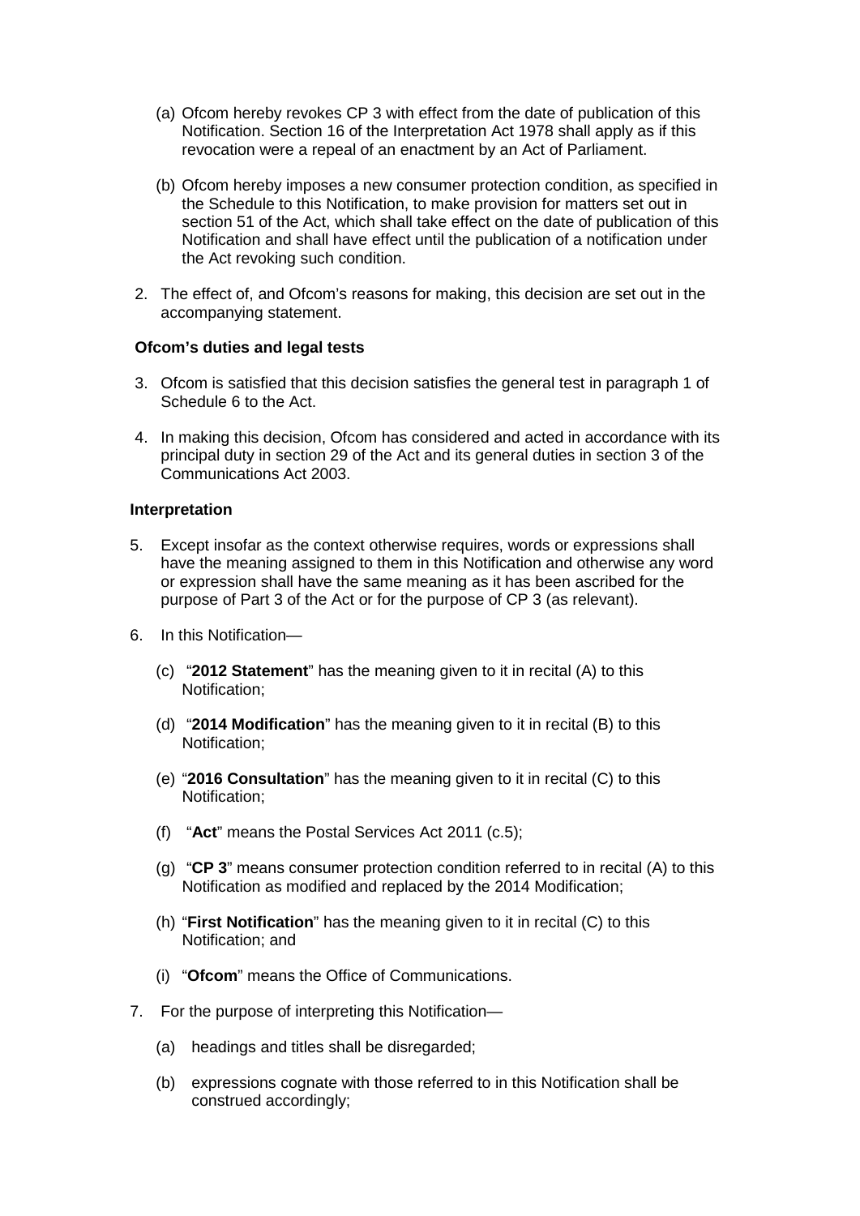(a) Ofcom hereby revokes CP 3 with effect from the date of publication of this Notification. Section 16 of the Interpretation Act 1978 shall apply as if this revocation were a repeal of an enactment by an Act of Parliament.

(b) Ofcom hereby imposes a new consumer protection condition, as specified in the Schedule to this Notification, to make provision for matters set out in section 51 of the Act, which shall take effect on the date of publication of this Notification and shall have effect until the publication of a notification under the Act revoking such condition.

2. The effect of, and Ofcom's reasons for making, this decision are set out in the accompanying statement.

**Ofcom's duties and legal tests**

3. Ofcom is satisfied that this decision satisfies the general test in paragraph 1 of Schedule 6 to the Act.

4. In making this decision, Ofcom has considered and acted in accordance with its principal duty in section 29 of the Act and its general duties in section 3 of the Communications Act 2003.

**Interpretation**

5. Except insofar as the context otherwise requires, words or expressions shall have the meaning assigned to them in this Notification and otherwise any word or expression shall have the same meaning as it has been ascribed for the purpose of Part 3 of the Act or for the purpose of CP 3 (as relevant).

6. In this Notification—

   (c) "**2012 Statement**" has the meaning given to it in recital (A) to this Notification;

   (d) "**2014 Modification**" has the meaning given to it in recital (B) to this Notification;

   (e) "**2016 Consultation**" has the meaning given to it in recital (C) to this Notification;

   (f) "**Act**" means the Postal Services Act 2011 (c.5);

   (g) "**CP 3**" means consumer protection condition referred to in recital (A) to this Notification as modified and replaced by the 2014 Modification;

   (h) "**First Notification**" has the meaning given to it in recital (C) to this Notification; and

   (i) "**Ofcom**" means the Office of Communications.

7. For the purpose of interpreting this Notification—

   (a) headings and titles shall be disregarded;

   (b) expressions cognate with those referred to in this Notification shall be construed accordingly;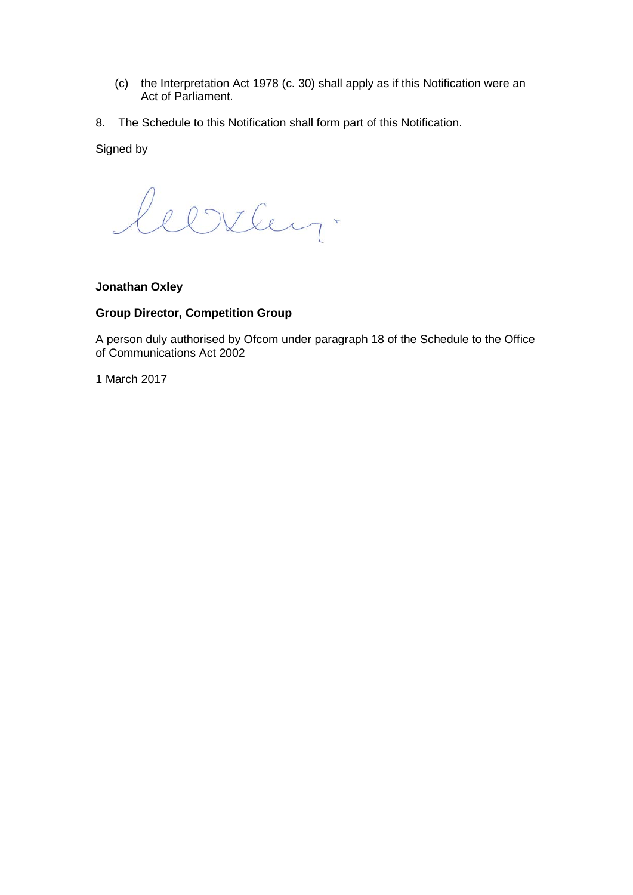(c) the Interpretation Act 1978 (c. 30) shall apply as if this Notification were an Act of Parliament.

8. The Schedule to this Notification shall form part of this Notification.

Signed by

**Jonathan Oxley**

**Group Director, Competition Group**

A person duly authorised by Ofcom under paragraph 18 of the Schedule to the Office of Communications Act 2002

1 March 2017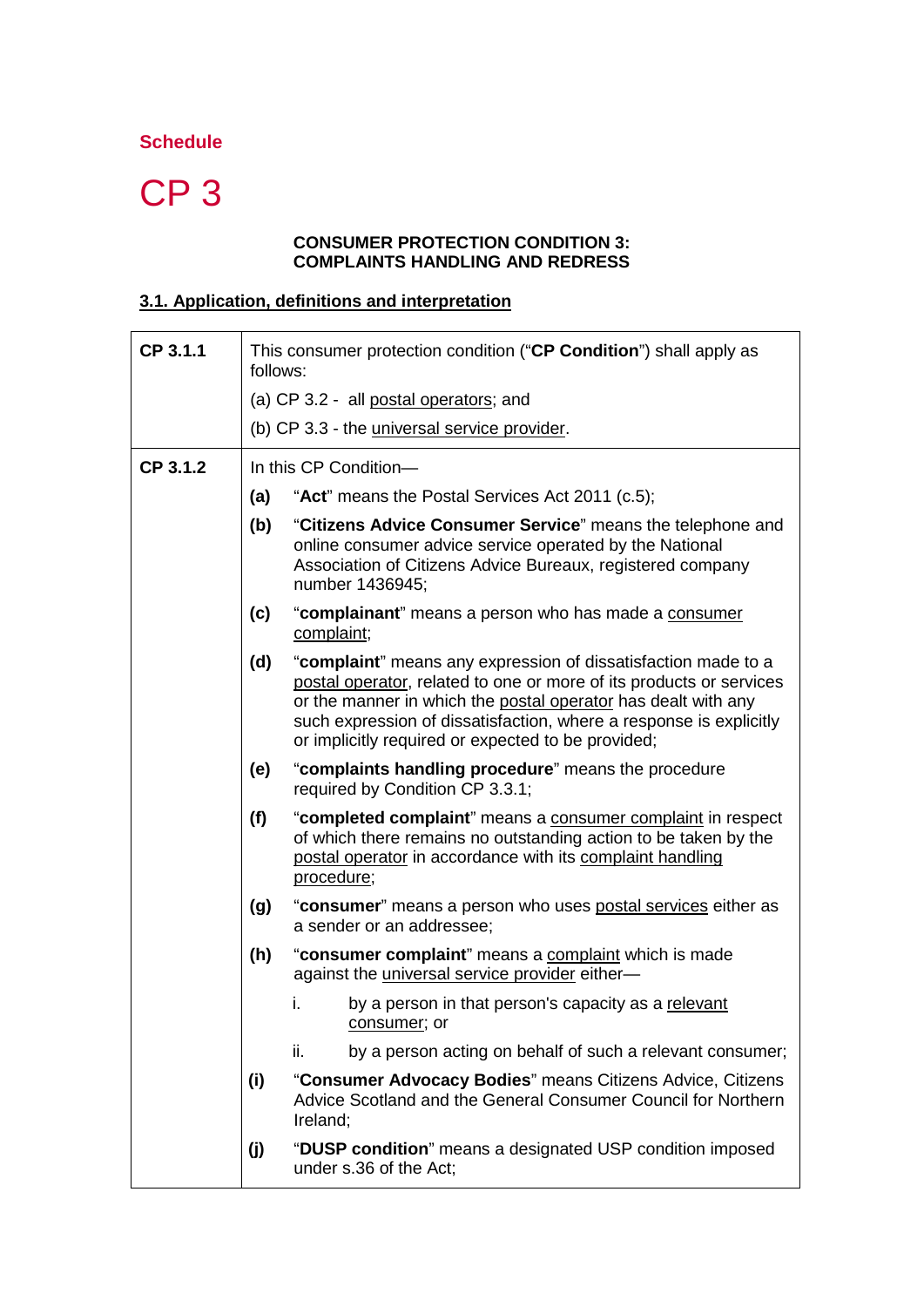**Schedule**

# CP 3

**CONSUMER PROTECTION CONDITION 3:**
**COMPLAINTS HANDLING AND REDRESS**

## 3.1. Application, definitions and interpretation

| | |
|---|---|
| **CP 3.1.1** | This consumer protection condition ("**CP Condition**") shall apply as follows:<br>(a) CP 3.2 - all postal operators; and<br>(b) CP 3.3 - the universal service provider. |
| **CP 3.1.2** | In this CP Condition—<br>**(a)** "**Act**" means the Postal Services Act 2011 (c.5);<br>**(b)** "**Citizens Advice Consumer Service**" means the telephone and online consumer advice service operated by the National Association of Citizens Advice Bureaux, registered company number 1436945;<br>**(c)** "**complainant**" means a person who has made a consumer complaint;<br>**(d)** "**complaint**" means any expression of dissatisfaction made to a postal operator, related to one or more of its products or services or the manner in which the postal operator has dealt with any such expression of dissatisfaction, where a response is explicitly or implicitly required or expected to be provided;<br>**(e)** "**complaints handling procedure**" means the procedure required by Condition CP 3.3.1;<br>**(f)** "**completed complaint**" means a consumer complaint in respect of which there remains no outstanding action to be taken by the postal operator in accordance with its complaint handling procedure;<br>**(g)** "**consumer**" means a person who uses postal services either as a sender or an addressee;<br>**(h)** "**consumer complaint**" means a complaint which is made against the universal service provider either—<br>i. by a person in that person's capacity as a relevant consumer; or<br>ii. by a person acting on behalf of such a relevant consumer;<br>**(i)** "**Consumer Advocacy Bodies**" means Citizens Advice, Citizens Advice Scotland and the General Consumer Council for Northern Ireland;<br>**(j)** "**DUSP condition**" means a designated USP condition imposed under s.36 of the Act; |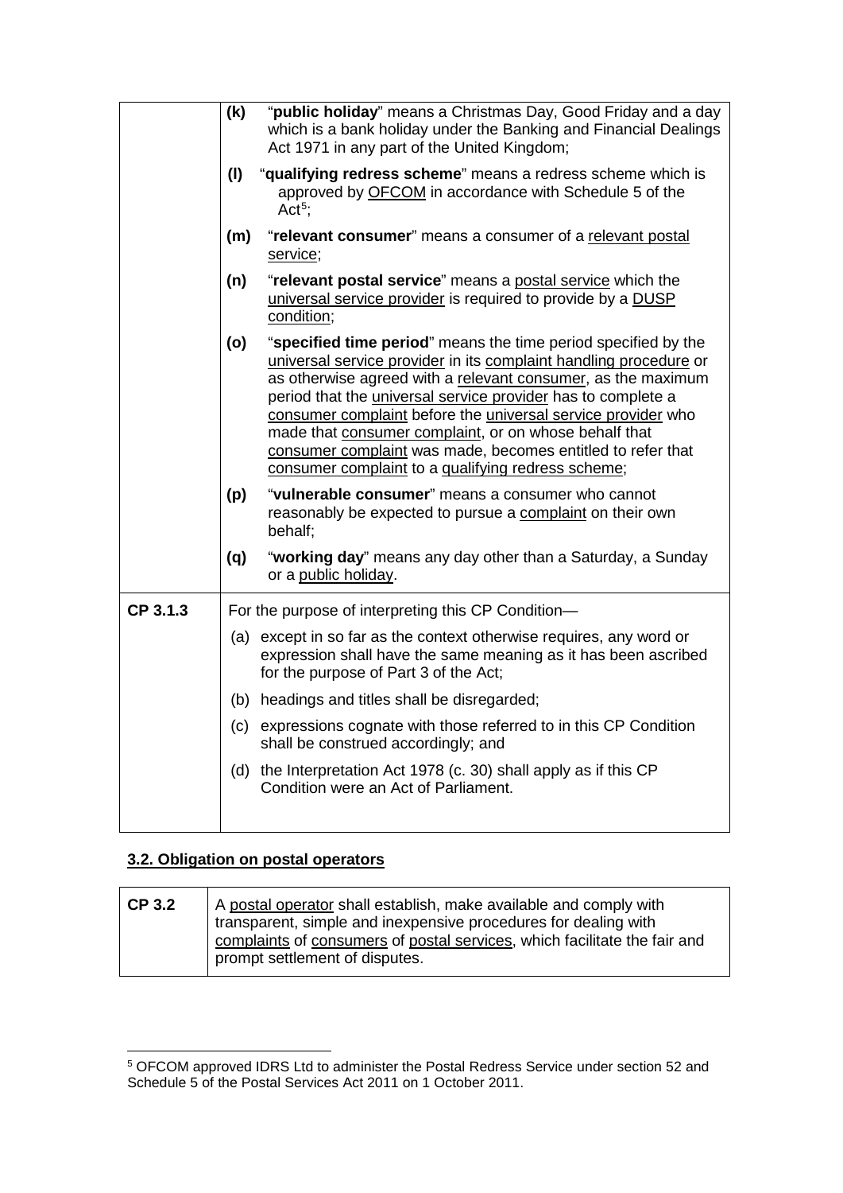| | |
|---|---|
| | **(k)** "**public holiday**" means a Christmas Day, Good Friday and a day which is a bank holiday under the Banking and Financial Dealings Act 1971 in any part of the United Kingdom; |
| | **(l)** "**qualifying redress scheme**" means a redress scheme which is approved by OFCOM in accordance with Schedule 5 of the Act[5]; |
| | **(m)** "**relevant consumer**" means a consumer of a relevant postal service; |
| | **(n)** "**relevant postal service**" means a postal service which the universal service provider is required to provide by a DUSP condition; |
| | **(o)** "**specified time period**" means the time period specified by the universal service provider in its complaint handling procedure or as otherwise agreed with a relevant consumer, as the maximum period that the universal service provider has to complete a consumer complaint before the universal service provider who made that consumer complaint, or on whose behalf that consumer complaint was made, becomes entitled to refer that consumer complaint to a qualifying redress scheme; |
| | **(p)** "**vulnerable consumer**" means a consumer who cannot reasonably be expected to pursue a complaint on their own behalf; |
| | **(q)** "**working day**" means any day other than a Saturday, a Sunday or a public holiday. |
| **CP 3.1.3** | For the purpose of interpreting this CP Condition—<br>(a) except in so far as the context otherwise requires, any word or expression shall have the same meaning as it has been ascribed for the purpose of Part 3 of the Act;<br>(b) headings and titles shall be disregarded;<br>(c) expressions cognate with those referred to in this CP Condition shall be construed accordingly; and<br>(d) the Interpretation Act 1978 (c. 30) shall apply as if this CP Condition were an Act of Parliament. |

## 3.2. Obligation on postal operators

| | |
|---|---|
| **CP 3.2** | A postal operator shall establish, make available and comply with transparent, simple and inexpensive procedures for dealing with complaints of consumers of postal services, which facilitate the fair and prompt settlement of disputes. |

[5] OFCOM approved IDRS Ltd to administer the Postal Redress Service under section 52 and Schedule 5 of the Postal Services Act 2011 on 1 October 2011.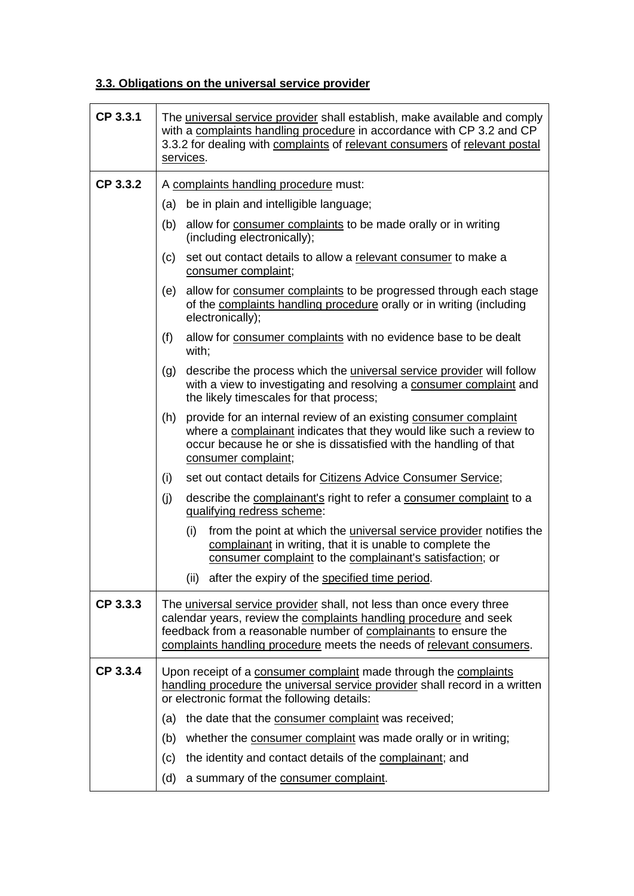## 3.3. Obligations on the universal service provider

| | |
|---|---|
| **CP 3.3.1** | The universal service provider shall establish, make available and comply with a complaints handling procedure in accordance with CP 3.2 and CP 3.3.2 for dealing with complaints of relevant consumers of relevant postal services. |
| **CP 3.3.2** | A complaints handling procedure must:<br>(a) be in plain and intelligible language;<br>(b) allow for consumer complaints to be made orally or in writing (including electronically);<br>(c) set out contact details to allow a relevant consumer to make a consumer complaint;<br>(e) allow for consumer complaints to be progressed through each stage of the complaints handling procedure orally or in writing (including electronically);<br>(f) allow for consumer complaints with no evidence base to be dealt with;<br>(g) describe the process which the universal service provider will follow with a view to investigating and resolving a consumer complaint and the likely timescales for that process;<br>(h) provide for an internal review of an existing consumer complaint where a complainant indicates that they would like such a review to occur because he or she is dissatisfied with the handling of that consumer complaint;<br>(i) set out contact details for Citizens Advice Consumer Service;<br>(j) describe the complainant's right to refer a consumer complaint to a qualifying redress scheme:<br>(i) from the point at which the universal service provider notifies the complainant in writing, that it is unable to complete the consumer complaint to the complainant's satisfaction; or<br>(ii) after the expiry of the specified time period. |
| **CP 3.3.3** | The universal service provider shall, not less than once every three calendar years, review the complaints handling procedure and seek feedback from a reasonable number of complainants to ensure the complaints handling procedure meets the needs of relevant consumers. |
| **CP 3.3.4** | Upon receipt of a consumer complaint made through the complaints handling procedure the universal service provider shall record in a written or electronic format the following details:<br>(a) the date that the consumer complaint was received;<br>(b) whether the consumer complaint was made orally or in writing;<br>(c) the identity and contact details of the complainant; and<br>(d) a summary of the consumer complaint. |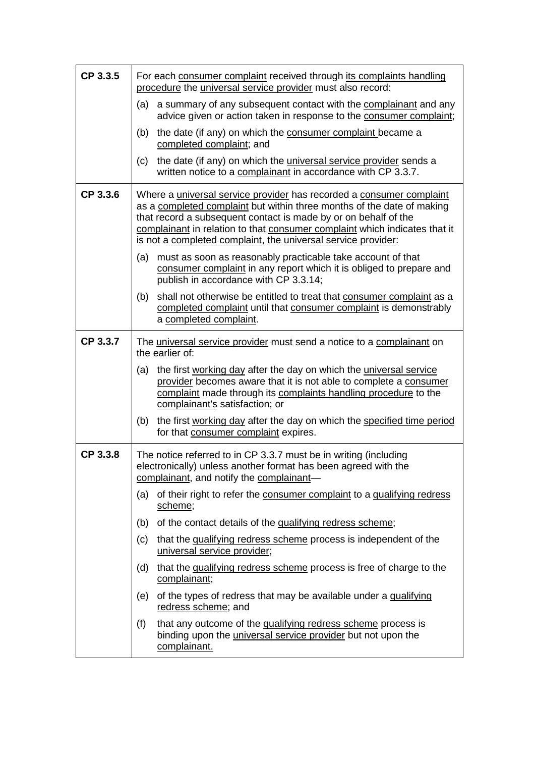| | |
|---|---|
| **CP 3.3.5** | For each consumer complaint received through its complaints handling procedure the universal service provider must also record:<br>(a) a summary of any subsequent contact with the complainant and any advice given or action taken in response to the consumer complaint;<br>(b) the date (if any) on which the consumer complaint became a completed complaint; and<br>(c) the date (if any) on which the universal service provider sends a written notice to a complainant in accordance with CP 3.3.7. |
| **CP 3.3.6** | Where a universal service provider has recorded a consumer complaint as a completed complaint but within three months of the date of making that record a subsequent contact is made by or on behalf of the complainant in relation to that consumer complaint which indicates that it is not a completed complaint, the universal service provider:<br>(a) must as soon as reasonably practicable take account of that consumer complaint in any report which it is obliged to prepare and publish in accordance with CP 3.3.14;<br>(b) shall not otherwise be entitled to treat that consumer complaint as a completed complaint until that consumer complaint is demonstrably a completed complaint. |
| **CP 3.3.7** | The universal service provider must send a notice to a complainant on the earlier of:<br>(a) the first working day after the day on which the universal service provider becomes aware that it is not able to complete a consumer complaint made through its complaints handling procedure to the complainant's satisfaction; or<br>(b) the first working day after the day on which the specified time period for that consumer complaint expires. |
| **CP 3.3.8** | The notice referred to in CP 3.3.7 must be in writing (including electronically) unless another format has been agreed with the complainant, and notify the complainant—<br>(a) of their right to refer the consumer complaint to a qualifying redress scheme;<br>(b) of the contact details of the qualifying redress scheme;<br>(c) that the qualifying redress scheme process is independent of the universal service provider;<br>(d) that the qualifying redress scheme process is free of charge to the complainant;<br>(e) of the types of redress that may be available under a qualifying redress scheme; and<br>(f) that any outcome of the qualifying redress scheme process is binding upon the universal service provider but not upon the complainant. |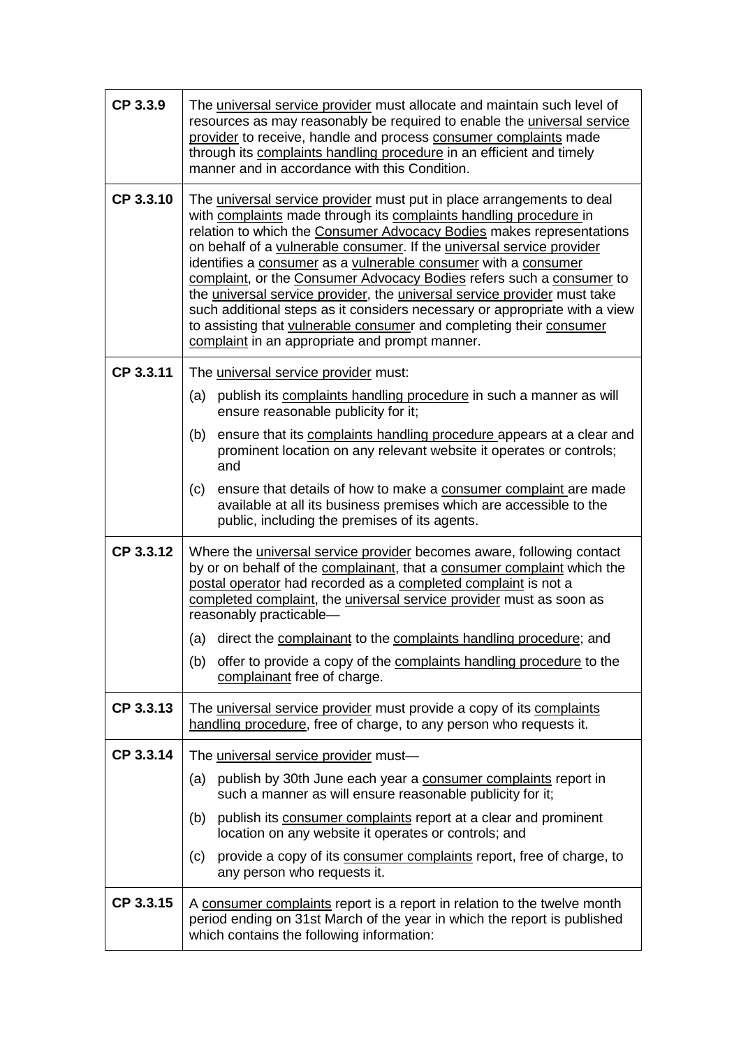| | |
|---|---|
| **CP 3.3.9** | The universal service provider must allocate and maintain such level of resources as may reasonably be required to enable the universal service provider to receive, handle and process consumer complaints made through its complaints handling procedure in an efficient and timely manner and in accordance with this Condition. |
| **CP 3.3.10** | The universal service provider must put in place arrangements to deal with complaints made through its complaints handling procedure in relation to which the Consumer Advocacy Bodies makes representations on behalf of a vulnerable consumer. If the universal service provider identifies a consumer as a vulnerable consumer with a consumer complaint, or the Consumer Advocacy Bodies refers such a consumer to the universal service provider, the universal service provider must take such additional steps as it considers necessary or appropriate with a view to assisting that vulnerable consumer and completing their consumer complaint in an appropriate and prompt manner. |
| **CP 3.3.11** | The universal service provider must:<br>(a) publish its complaints handling procedure in such a manner as will ensure reasonable publicity for it;<br>(b) ensure that its complaints handling procedure appears at a clear and prominent location on any relevant website it operates or controls; and<br>(c) ensure that details of how to make a consumer complaint are made available at all its business premises which are accessible to the public, including the premises of its agents. |
| **CP 3.3.12** | Where the universal service provider becomes aware, following contact by or on behalf of the complainant, that a consumer complaint which the postal operator had recorded as a completed complaint is not a completed complaint, the universal service provider must as soon as reasonably practicable—<br>(a) direct the complainant to the complaints handling procedure; and<br>(b) offer to provide a copy of the complaints handling procedure to the complainant free of charge. |
| **CP 3.3.13** | The universal service provider must provide a copy of its complaints handling procedure, free of charge, to any person who requests it. |
| **CP 3.3.14** | The universal service provider must—<br>(a) publish by 30th June each year a consumer complaints report in such a manner as will ensure reasonable publicity for it;<br>(b) publish its consumer complaints report at a clear and prominent location on any website it operates or controls; and<br>(c) provide a copy of its consumer complaints report, free of charge, to any person who requests it. |
| **CP 3.3.15** | A consumer complaints report is a report in relation to the twelve month period ending on 31st March of the year in which the report is published which contains the following information: |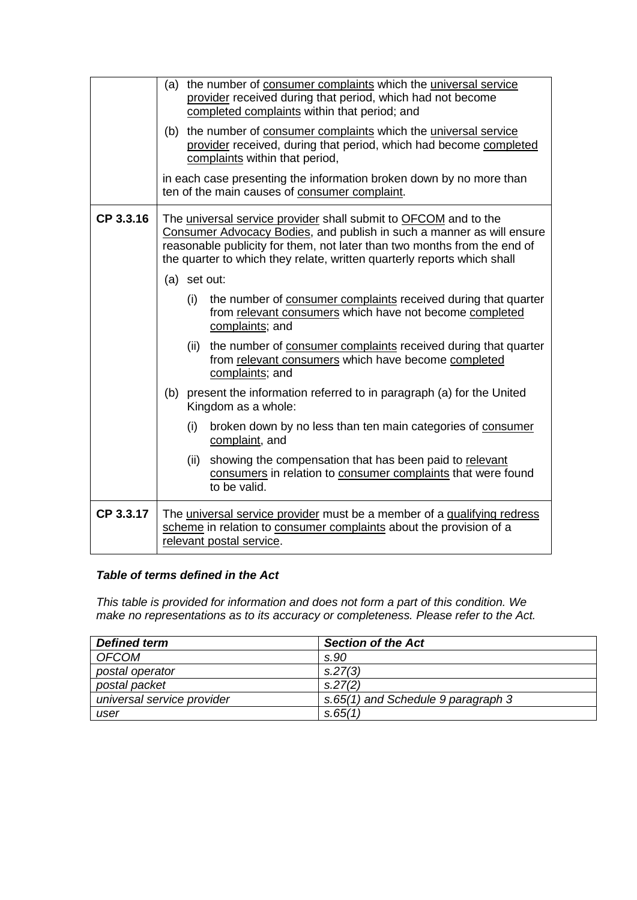| | |
|---|---|
| | (a) the number of <u>consumer complaints</u> which the <u>universal service provider</u> received during that period, which had not become <u>completed complaints</u> within that period; and<br><br>(b) the number of <u>consumer complaints</u> which the <u>universal service provider</u> received, during that period, which had become <u>completed complaints</u> within that period,<br><br>in each case presenting the information broken down by no more than ten of the main causes of <u>consumer complaint</u>. |
| **CP 3.3.16** | The <u>universal service provider</u> shall submit to <u>OFCOM</u> and to the <u>Consumer Advocacy Bodies</u>, and publish in such a manner as will ensure reasonable publicity for them, not later than two months from the end of the quarter to which they relate, written quarterly reports which shall<br><br>(a) set out:<br><br>(i) the number of <u>consumer complaints</u> received during that quarter from <u>relevant consumers</u> which have not become <u>completed complaints</u>; and<br><br>(ii) the number of <u>consumer complaints</u> received during that quarter from <u>relevant consumers</u> which have become <u>completed complaints</u>; and<br><br>(b) present the information referred to in paragraph (a) for the United Kingdom as a whole:<br><br>(i) broken down by no less than ten main categories of <u>consumer complaint</u>, and<br><br>(ii) showing the compensation that has been paid to <u>relevant consumers</u> in relation to <u>consumer complaints</u> that were found to be valid. |
| **CP 3.3.17** | The <u>universal service provider</u> must be a member of a <u>qualifying redress scheme</u> in relation to <u>consumer complaints</u> about the provision of a <u>relevant postal service</u>. |

***Table of terms defined in the Act***

*This table is provided for information and does not form a part of this condition. We make no representations as to its accuracy or completeness. Please refer to the Act.*

| *Defined term* | *Section of the Act* |
|---|---|
| *OFCOM* | *s.90* |
| *postal operator* | *s.27(3)* |
| *postal packet* | *s.27(2)* |
| *universal service provider* | *s.65(1) and Schedule 9 paragraph 3* |
| *user* | *s.65(1)* |